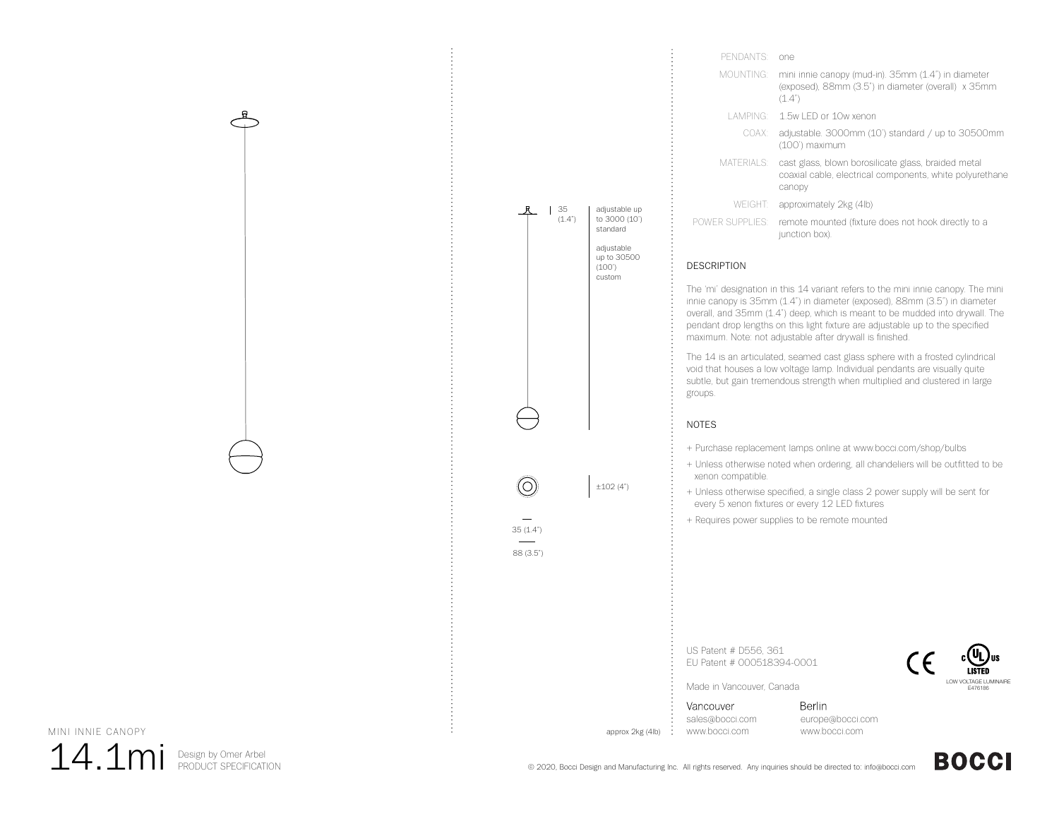| | |
|---|---|
| PENDANTS: | one |
| MOUNTING: | mini innie canopy (mud-in). 35mm (1.4") in diameter (exposed), 88mm (3.5") in diameter (overall) x 35mm (1.4") |
| LAMPING: | 1.5w LED or 10w xenon |
| COAX: | adjustable. 3000mm (10') standard / up to 30500mm (100') maximum |
| MATERIALS: | cast glass, blown borosilicate glass, braided metal coaxial cable, electrical components, white polyurethane canopy |
| WEIGHT: | approximately 2kg (4lb) |
| POWER SUPPLIES: | remote mounted (fixture does not hook directly to a junction box). |

35 (1.4")

adjustable up to 3000 (10') standard

adjustable up to 30500 (100') custom

±102 (4")

35 (1.4")

88 (3.5")

approx 2kg (4lb)

## DESCRIPTION

The 'mi' designation in this 14 variant refers to the mini innie canopy. The mini innie canopy is 35mm (1.4") in diameter (exposed), 88mm (3.5") in diameter overall, and 35mm (1.4") deep, which is meant to be mudded into drywall. The pendant drop lengths on this light fixture are adjustable up to the specified maximum. Note: not adjustable after drywall is finished.

The 14 is an articulated, seamed cast glass sphere with a frosted cylindrical void that houses a low voltage lamp. Individual pendants are visually quite subtle, but gain tremendous strength when multiplied and clustered in large groups.

## NOTES

+ Purchase replacement lamps online at www.bocci.com/shop/bulbs
+ Unless otherwise noted when ordering, all chandeliers will be outfitted to be xenon compatible.
+ Unless otherwise specified, a single class 2 power supply will be sent for every 5 xenon fixtures or every 12 LED fixtures
+ Requires power supplies to be remote mounted

US Patent # D556, 361
EU Patent # 000518394-0001

Made in Vancouver, Canada

LOW VOLTAGE LUMINAIRE E476186

Vancouver
sales@bocci.com
www.bocci.com

Berlin
europe@bocci.com
www.bocci.com

MINI INNIE CANOPY

# 14.1mi

Design by Omer Arbel
PRODUCT SPECIFICATION

© 2020, Bocci Design and Manufacturing Inc. All rights reserved. Any inquiries should be directed to: info@bocci.com

BOCCI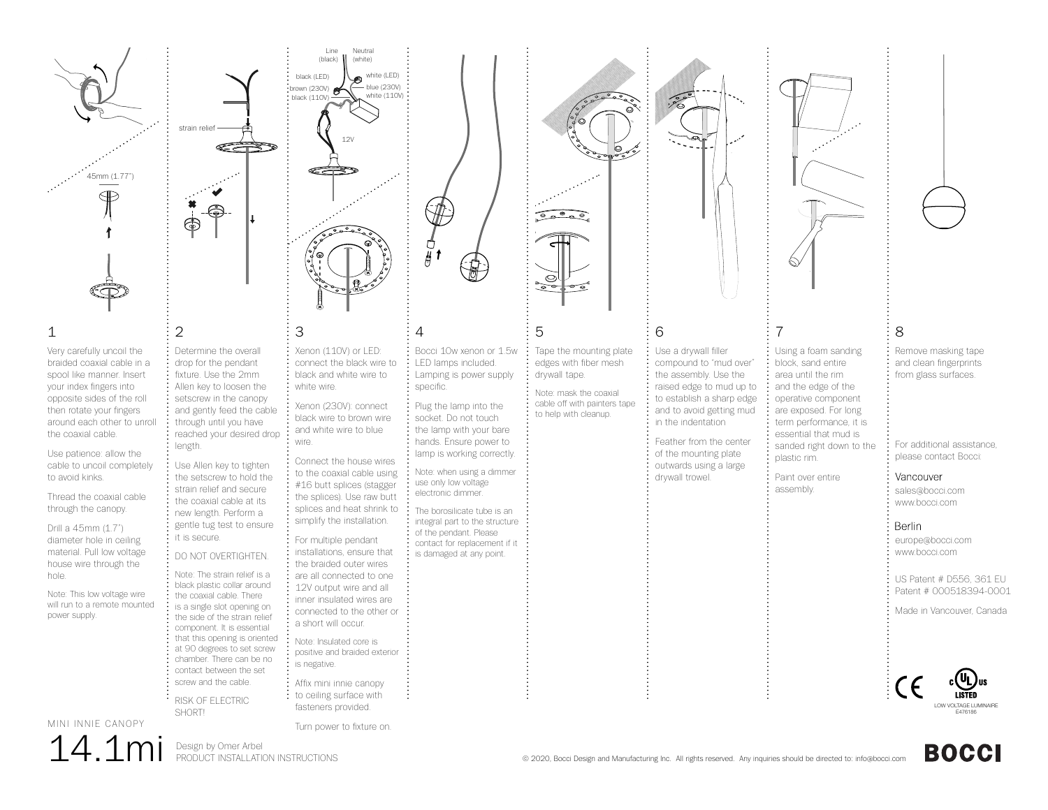45mm (1.77")

strain relief

Line (black)

Neutral (white)

black (LED)

brown (230V)

black (110V)

white (LED)

blue (230V)

white (110V)

12V

## 1

Very carefully uncoil the braided coaxial cable in a spool like manner. Insert your index fingers into opposite sides of the roll then rotate your fingers around each other to unroll the coaxial cable.

Use patience: allow the cable to uncoil completely to avoid kinks.

Thread the coaxial cable through the canopy.

Drill a 45mm (1.7") diameter hole in ceiling material. Pull low voltage house wire through the hole.

Note: This low voltage wire will run to a remote mounted power supply.

## 2

Determine the overall drop for the pendant fixture. Use the 2mm Allen key to loosen the setscrew in the canopy and gently feed the cable through until you have reached your desired drop length.

Use Allen key to tighten the setscrew to hold the strain relief and secure the coaxial cable at its new length. Perform a gentle tug test to ensure it is secure.

DO NOT OVERTIGHTEN.

Note: The strain relief is a black plastic collar around the coaxial cable. There is a single slot opening on the side of the strain relief component. It is essential that this opening is oriented at 90 degrees to set screw chamber. There can be no contact between the set screw and the cable.

RISK OF ELECTRIC SHORT!

## 3

Xenon (110V) or LED: connect the black wire to black and white wire to white wire.

Xenon (230V): connect black wire to brown wire and white wire to blue wire.

Connect the house wires to the coaxial cable using #16 butt splices (stagger the splices). Use raw butt splices and heat shrink to simplify the installation.

For multiple pendant installations, ensure that the braided outer wires are all connected to one 12V output wire and all inner insulated wires are connected to the other or a short will occur.

Note: Insulated core is positive and braided exterior is negative.

Affix mini innie canopy to ceiling surface with fasteners provided.

Turn power to fixture on.

## 4

Bocci 10w xenon or 1.5w LED lamps included. Lamping is power supply specific.

Plug the lamp into the socket. Do not touch the lamp with your bare hands. Ensure power to lamp is working correctly.

Note: when using a dimmer use only low voltage electronic dimmer.

The borosilicate tube is an integral part to the structure of the pendant. Please contact for replacement if it is damaged at any point.

## 5

Tape the mounting plate edges with fiber mesh drywall tape.

Note: mask the coaxial cable off with painters tape to help with cleanup.

## 6

Use a drywall filler compound to "mud over" the assembly. Use the raised edge to mud up to to establish a sharp edge and to avoid getting mud in the indentation

Feather from the center of the mounting plate outwards using a large drywall trowel.

## 7

Using a foam sanding block, sand entire area until the rim and the edge of the operative component are exposed. For long term performance, it is essential that mud is sanded right down to the plastic rim.

Paint over entire assembly.

## 8

Remove masking tape and clean fingerprints from glass surfaces.

For additional assistance, please contact Bocci:

Vancouver
sales@bocci.com
www.bocci.com

Berlin
europe@bocci.com
www.bocci.com

US Patent # D556, 361 EU Patent # 000518394-0001

Made in Vancouver, Canada

CE c UL us LISTED LOW VOLTAGE LUMINAIRE E476186

MINI INNIE CANOPY

# 14.1mi

Design by Omer Arbel
PRODUCT INSTALLATION INSTRUCTIONS

© 2020, Bocci Design and Manufacturing Inc. All rights reserved. Any inquiries should be directed to: info@bocci.com

BOCCI